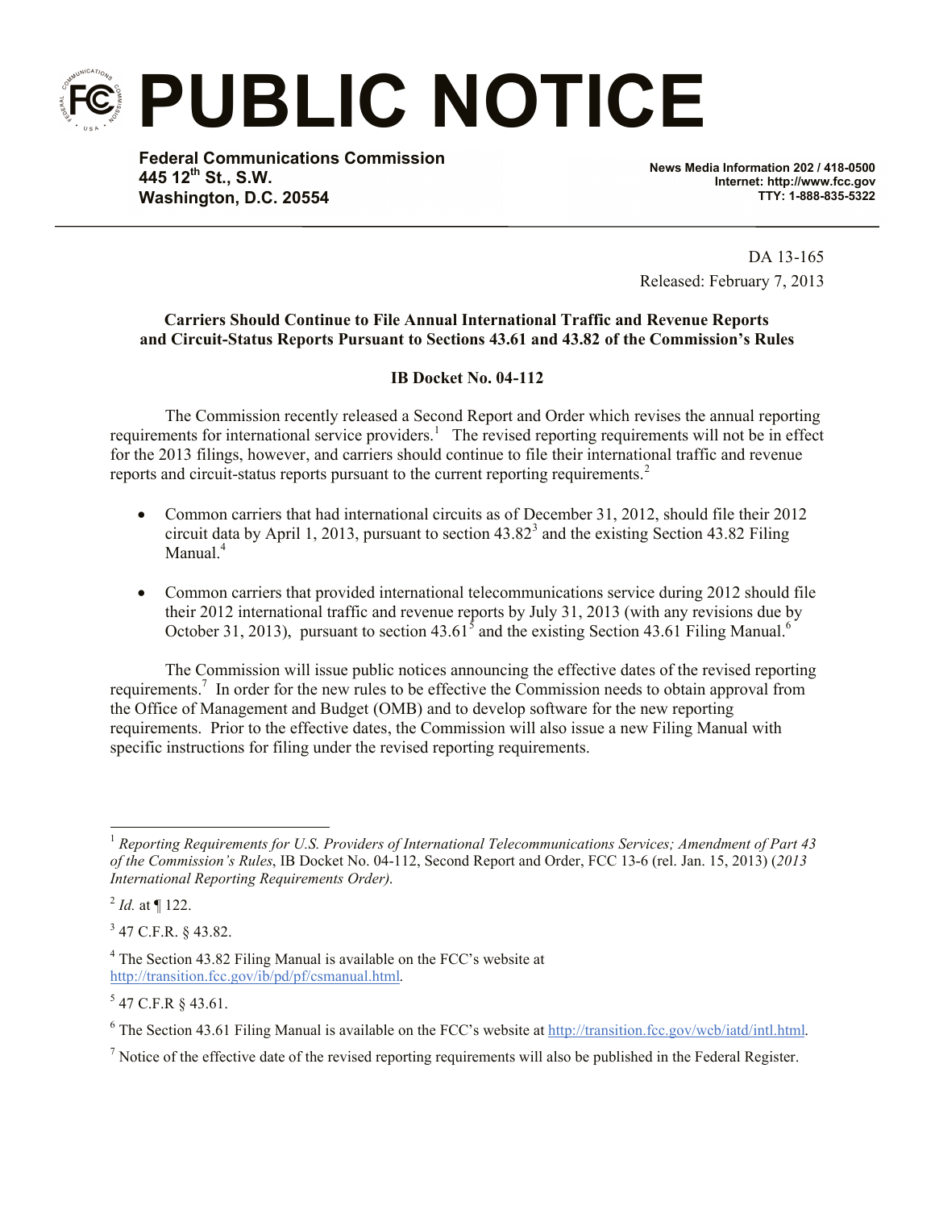# PUBLIC NOTICE

**Federal Communications Commission**
**445 12th St., S.W.**
**Washington, D.C. 20554**

**News Media Information 202 / 418-0500**
**Internet: http://www.fcc.gov**
**TTY: 1-888-835-5322**

DA 13-165
Released: February 7, 2013

**Carriers Should Continue to File Annual International Traffic and Revenue Reports and Circuit-Status Reports Pursuant to Sections 43.61 and 43.82 of the Commission's Rules**

**IB Docket No. 04-112**

The Commission recently released a Second Report and Order which revises the annual reporting requirements for international service providers.[1] The revised reporting requirements will not be in effect for the 2013 filings, however, and carriers should continue to file their international traffic and revenue reports and circuit-status reports pursuant to the current reporting requirements.[2]

- Common carriers that had international circuits as of December 31, 2012, should file their 2012 circuit data by April 1, 2013, pursuant to section 43.82[3] and the existing Section 43.82 Filing Manual.[4]
- Common carriers that provided international telecommunications service during 2012 should file their 2012 international traffic and revenue reports by July 31, 2013 (with any revisions due by October 31, 2013), pursuant to section 43.61[5] and the existing Section 43.61 Filing Manual.[6]

The Commission will issue public notices announcing the effective dates of the revised reporting requirements.[7] In order for the new rules to be effective the Commission needs to obtain approval from the Office of Management and Budget (OMB) and to develop software for the new reporting requirements. Prior to the effective dates, the Commission will also issue a new Filing Manual with specific instructions for filing under the revised reporting requirements.

---

[1] *Reporting Requirements for U.S. Providers of International Telecommunications Services; Amendment of Part 43 of the Commission's Rules*, IB Docket No. 04-112, Second Report and Order, FCC 13-6 (rel. Jan. 15, 2013) (*2013 International Reporting Requirements Order).*

[2] *Id.* at ¶ 122.

[3] 47 C.F.R. § 43.82.

[4] The Section 43.82 Filing Manual is available on the FCC's website at http://transition.fcc.gov/ib/pd/pf/csmanual.html.

[5] 47 C.F.R § 43.61.

[6] The Section 43.61 Filing Manual is available on the FCC's website at http://transition.fcc.gov/wcb/iatd/intl.html.

[7] Notice of the effective date of the revised reporting requirements will also be published in the Federal Register.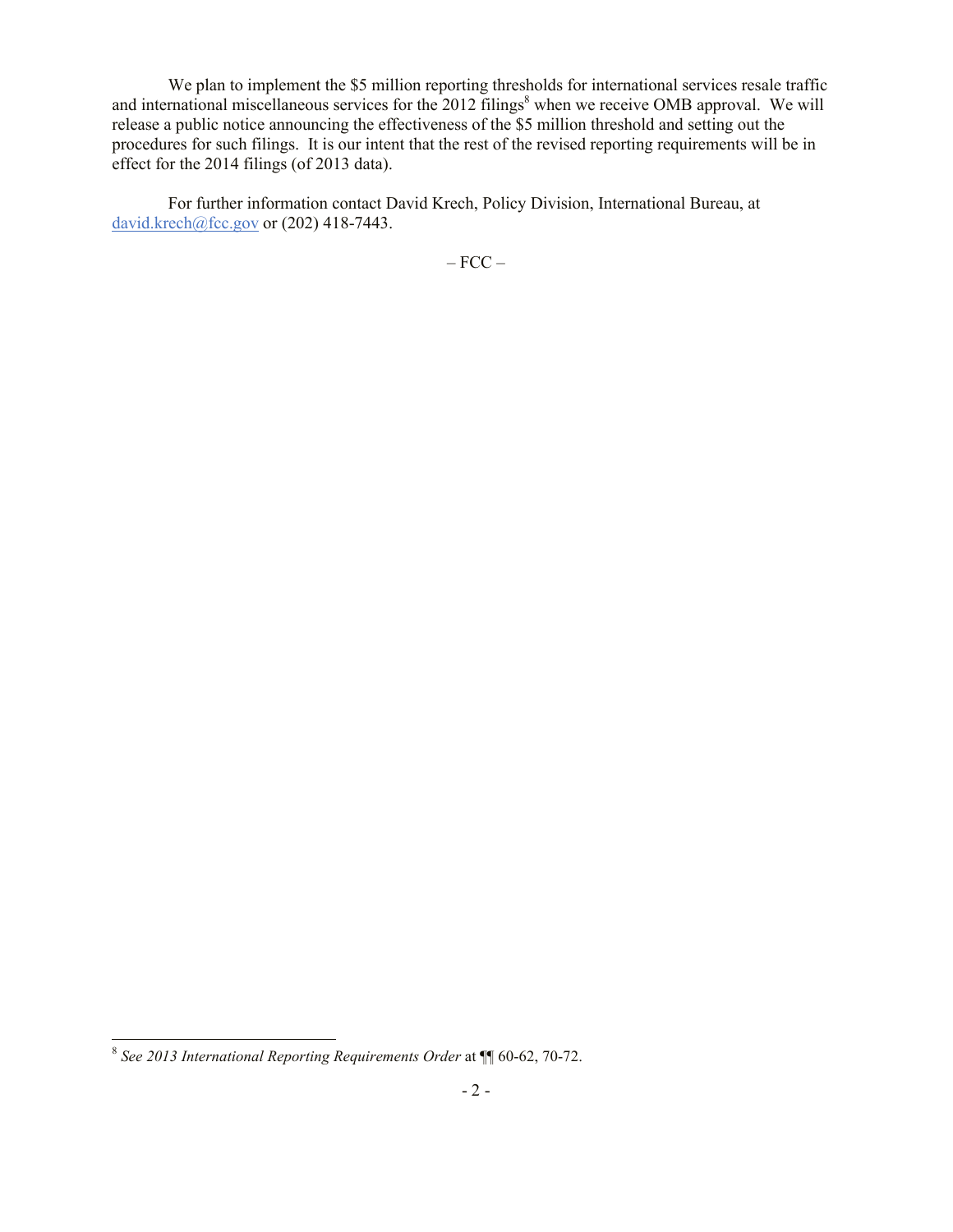We plan to implement the $5 million reporting thresholds for international services resale traffic and international miscellaneous services for the 2012 filings[8] when we receive OMB approval. We will release a public notice announcing the effectiveness of the $5 million threshold and setting out the procedures for such filings. It is our intent that the rest of the revised reporting requirements will be in effect for the 2014 filings (of 2013 data).

For further information contact David Krech, Policy Division, International Bureau, at david.krech@fcc.gov or (202) 418-7443.

– FCC –

[8] *See 2013 International Reporting Requirements Order* at ¶¶ 60-62, 70-72.